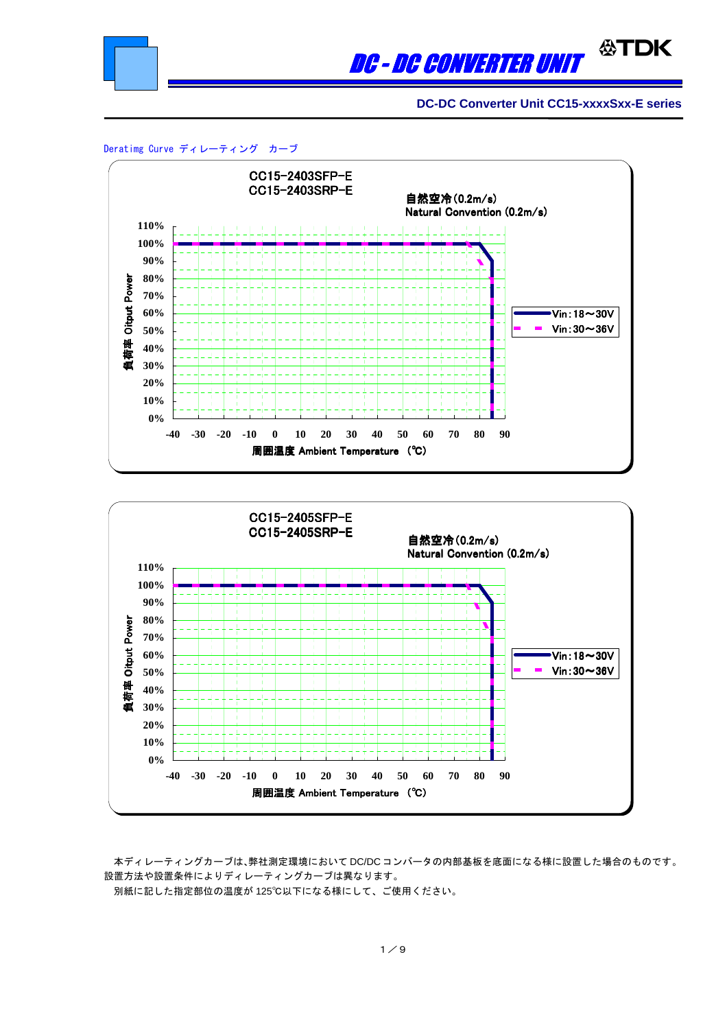# DC - DC CONVERTER UNIT

TDK

**DC-DC Converter Unit CC15-xxxxSxx-E series**

Deratimg Curve ディレーティング　カーブ

CC15-2403SFP-E
CC15-2403SRP-E

自然空冷(0.2m/s)
Natural Convention (0.2m/s)

負荷率 Oitput Power

110%
100%
90%
80%
70%
60%
50%
40%
30%
20%
10%
0%

-40 -30 -20 -10 0 10 20 30 40 50 60 70 80 90

周囲温度 Ambient Temperature （℃）

Vin：18～30V
Vin：30～36V

CC15-2405SFP-E
CC15-2405SRP-E

自然空冷(0.2m/s)
Natural Convention (0.2m/s)

負荷率 Oitput Power

110%
100%
90%
80%
70%
60%
50%
40%
30%
20%
10%
0%

-40 -30 -20 -10 0 10 20 30 40 50 60 70 80 90

周囲温度 Ambient Temperature （℃）

Vin：18～30V
Vin：30～36V

本ディレーティングカーブは、弊社測定環境において DC/DC コンバータの内部基板を底面になる様に設置した場合のものです。設置方法や設置条件によりディレーティングカーブは異なります。

別紙に記した指定部位の温度が 125℃以下になる様にして、ご使用ください。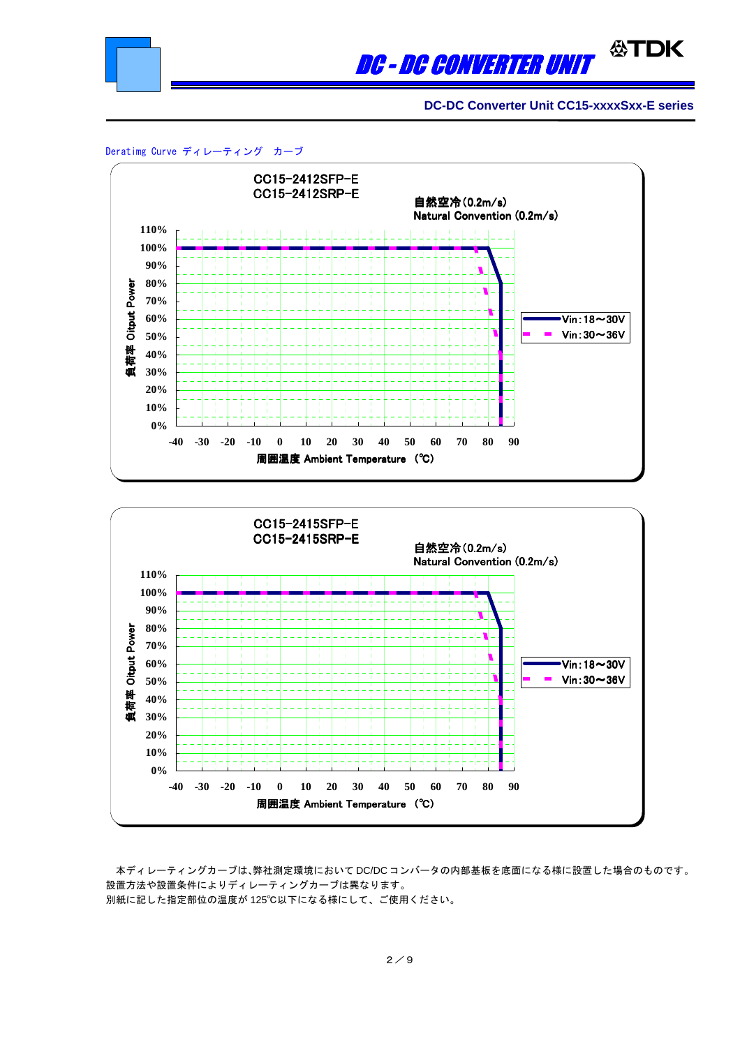DC-DC Converter Unit CC15-xxxxSxx-E series

Deratimg Curve ディレーティング　カーブ

CC15-2412SFP-E
CC15-2412SRP-E

自然空冷(0.2m/s)
Natural Convention (0.2m/s)

負荷率 Oitput Power: 0%, 10%, 20%, 30%, 40%, 50%, 60%, 70%, 80%, 90%, 100%, 110%

周囲温度 Ambient Temperature (℃): -40, -30, -20, -10, 0, 10, 20, 30, 40, 50, 60, 70, 80, 90

Vin:18～30V
Vin:30～36V

CC15-2415SFP-E
CC15-2415SRP-E

自然空冷(0.2m/s)
Natural Convention (0.2m/s)

負荷率 Oitput Power: 0%, 10%, 20%, 30%, 40%, 50%, 60%, 70%, 80%, 90%, 100%, 110%

周囲温度 Ambient Temperature (℃): -40, -30, -20, -10, 0, 10, 20, 30, 40, 50, 60, 70, 80, 90

Vin:18～30V
Vin:30～36V

本ディレーティングカーブは､弊社測定環境においてDC/DCコンバータの内部基板を底面になる様に設置した場合のものです。
設置方法や設置条件によりディレーティングカーブは異なります。
別紙に記した指定部位の温度が125℃以下になる様にして、ご使用ください。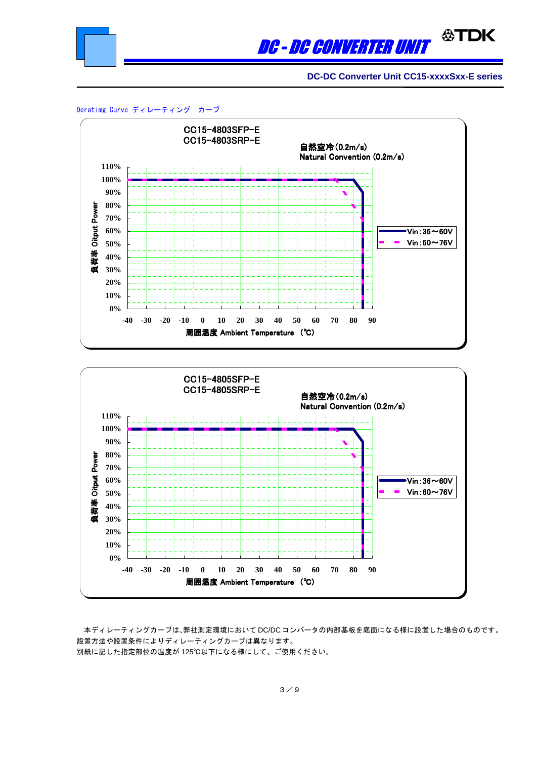DC-DC Converter Unit CC15-xxxxSxx-E series

Deratimg Curve ディレーティング　カーブ

CC15-4803SFP-E
CC15-4803SRP-E

自然空冷(0.2m/s)
Natural Convention (0.2m/s)

負荷率 Oitput Power: 0% – 110%

周囲温度 Ambient Temperature (℃): -40 – 90

Vin:36～60V
Vin:60～76V

CC15-4805SFP-E
CC15-4805SRP-E

自然空冷(0.2m/s)
Natural Convention (0.2m/s)

負荷率 Oitput Power: 0% – 110%

周囲温度 Ambient Temperature (℃): -40 – 90

Vin:36～60V
Vin:60～76V

本ディレーティングカーブは、弊社測定環境においてDC/DCコンバータの内部基板を底面になる様に設置した場合のものです。設置方法や設置条件によりディレーティングカーブは異なります。
別紙に記した指定部位の温度が125℃以下になる様にして、ご使用ください。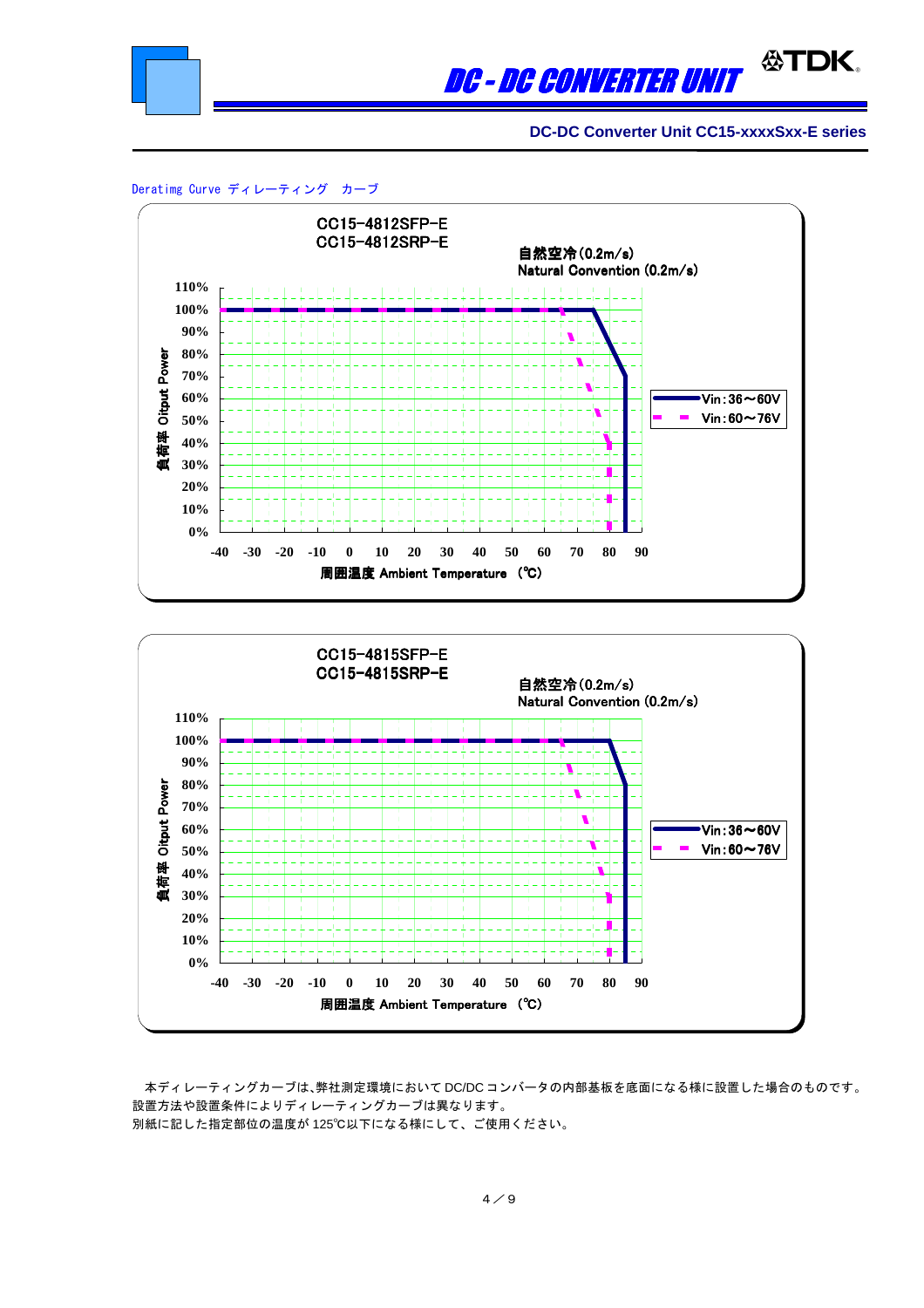## DC-DC Converter Unit CC15-xxxxSxx-E series

Deratimg Curve ディレーティング　カーブ

CC15-4812SFP-E
CC15-4812SRP-E

自然空冷(0.2m/s)
Natural Convention (0.2m/s)

| 周囲温度 Ambient Temperature (℃) | -40 | -30 | -20 | -10 | 0 | 10 | 20 | 30 | 40 | 50 | 60 | 70 | 80 | 90 |
|---|---|---|---|---|---|---|---|---|---|---|---|---|---|---|

負荷率 Oitput Power: 0% – 110%

- Vin:36～60V
- Vin:60～76V

CC15-4815SFP-E
CC15-4815SRP-E

自然空冷(0.2m/s)
Natural Convention (0.2m/s)

| 周囲温度 Ambient Temperature (℃) | -40 | -30 | -20 | -10 | 0 | 10 | 20 | 30 | 40 | 50 | 60 | 70 | 80 | 90 |
|---|---|---|---|---|---|---|---|---|---|---|---|---|---|---|

負荷率 Oitput Power: 0% – 110%

- Vin:36～60V
- Vin:60～76V

本ディレーティングカーブは､弊社測定環境においてDC/DCコンバータの内部基板を底面になる様に設置した場合のものです。
設置方法や設置条件によりディレーティングカーブは異なります。
別紙に記した指定部位の温度が125℃以下になる様にして、ご使用ください。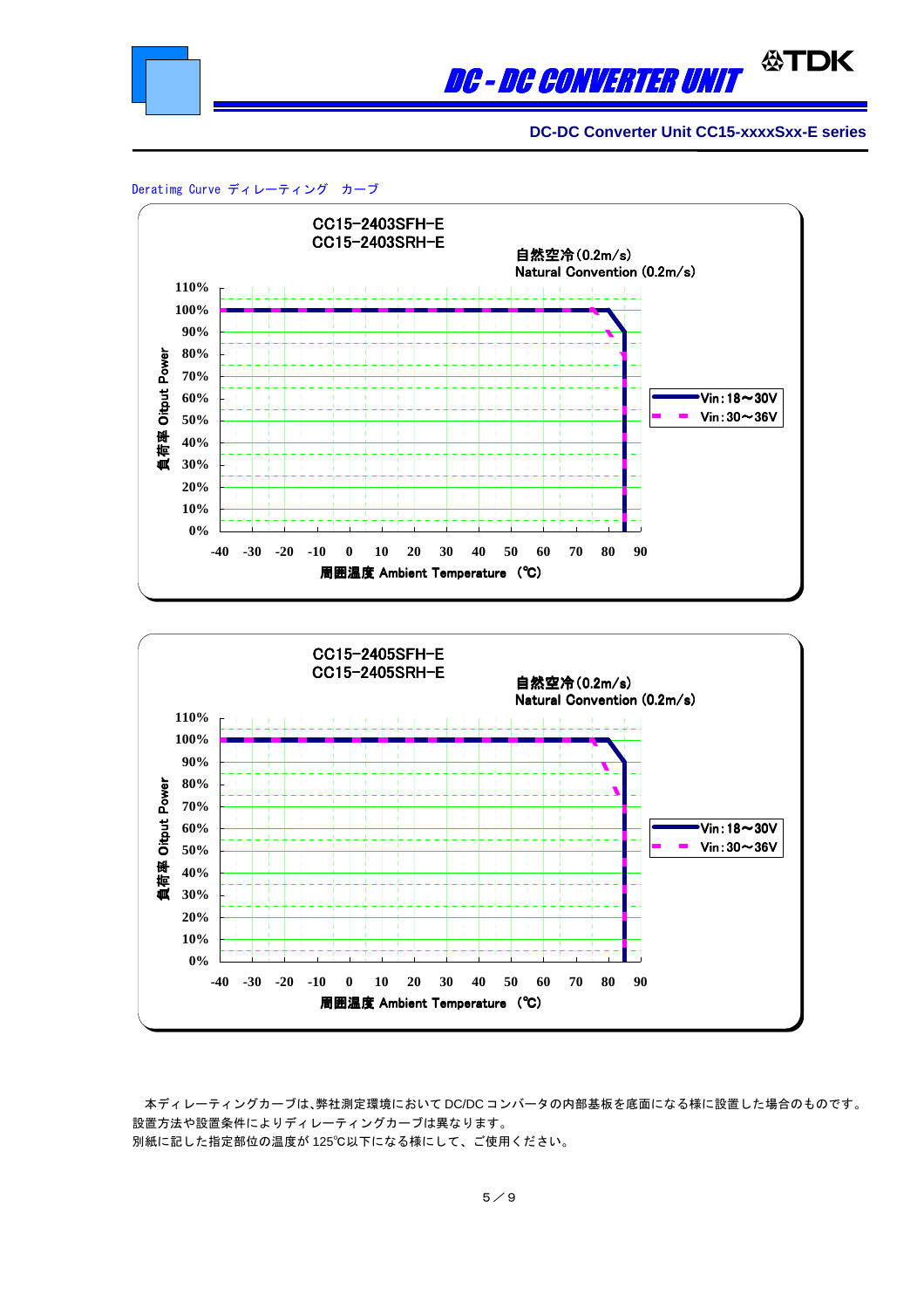Deratimg Curve ディレーティング　カーブ

CC15-2403SFH-E
CC15-2403SRH-E

自然空冷(0.2m/s)
Natural Convention (0.2m/s)

負荷率 Oitput Power

110%
100%
90%
80%
70%
60%
50%
40%
30%
20%
10%
0%

-40 -30 -20 -10 0 10 20 30 40 50 60 70 80 90

周囲温度 Ambient Temperature (℃)

Vin:18～30V
Vin:30～36V

CC15-2405SFH-E
CC15-2405SRH-E

自然空冷(0.2m/s)
Natural Convention (0.2m/s)

負荷率 Oitput Power

110%
100%
90%
80%
70%
60%
50%
40%
30%
20%
10%
0%

-40 -30 -20 -10 0 10 20 30 40 50 60 70 80 90

周囲温度 Ambient Temperature (℃)

Vin:18～30V
Vin:30～36V

本ディレーティングカーブは、弊社測定環境において DC/DC コンバータの内部基板を底面になる様に設置した場合のものです。
設置方法や設置条件によりディレーティングカーブは異なります。
別紙に記した指定部位の温度が 125℃以下になる様にして、ご使用ください。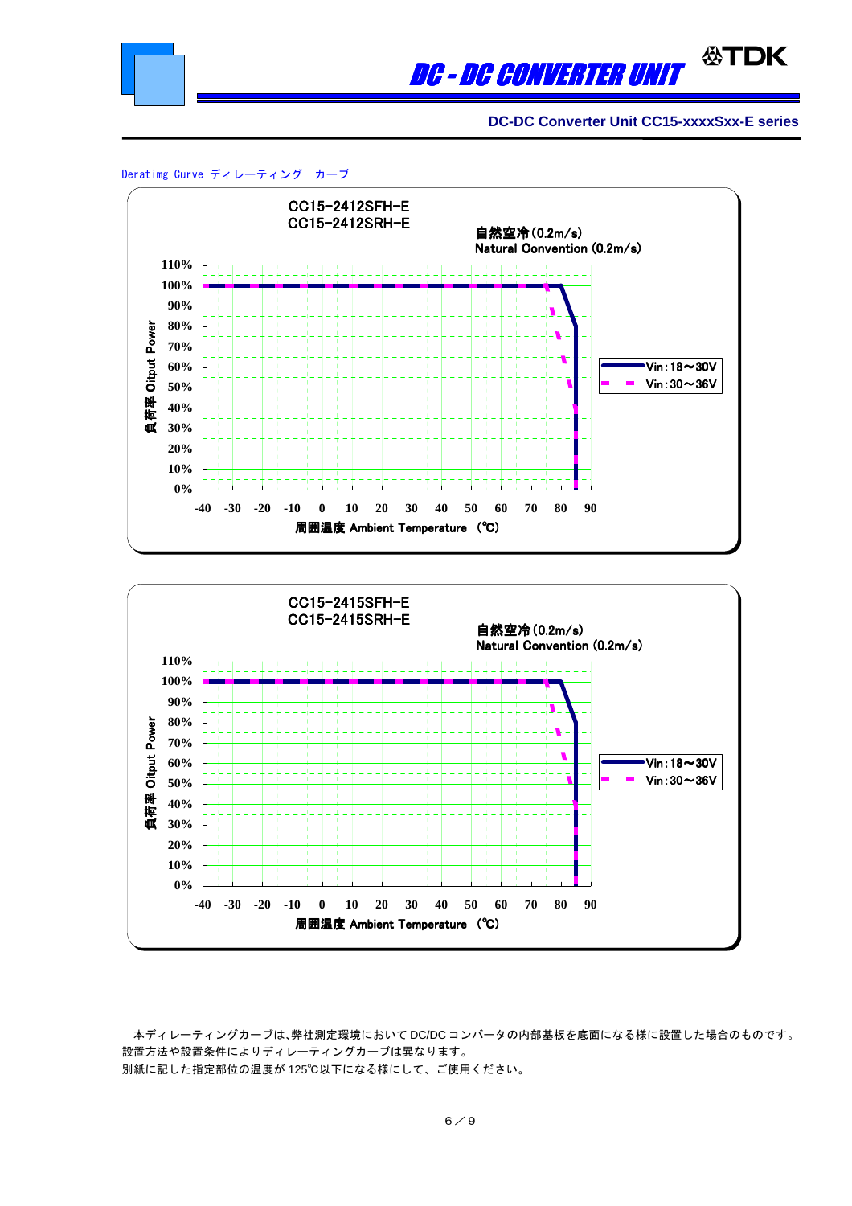Deratimg Curve ディレーティング　カーブ

CC15-2412SFH-E
CC15-2412SRH-E

自然空冷(0.2m/s)
Natural Convention (0.2m/s)

負荷率 Oitput Power

110%
100%
90%
80%
70%
60%
50%
40%
30%
20%
10%
0%

-40 -30 -20 -10 0 10 20 30 40 50 60 70 80 90

周囲温度 Ambient Temperature (℃)

Vin:18～30V
Vin:30～36V

CC15-2415SFH-E
CC15-2415SRH-E

自然空冷(0.2m/s)
Natural Convention (0.2m/s)

負荷率 Oitput Power

110%
100%
90%
80%
70%
60%
50%
40%
30%
20%
10%
0%

-40 -30 -20 -10 0 10 20 30 40 50 60 70 80 90

周囲温度 Ambient Temperature (℃)

Vin:18～30V
Vin:30～36V

本ディレーティングカーブは、弊社測定環境において DC/DC コンバータの内部基板を底面になる様に設置した場合のものです。
設置方法や設置条件によりディレーティングカーブは異なります。
別紙に記した指定部位の温度が 125℃以下になる様にして、ご使用ください。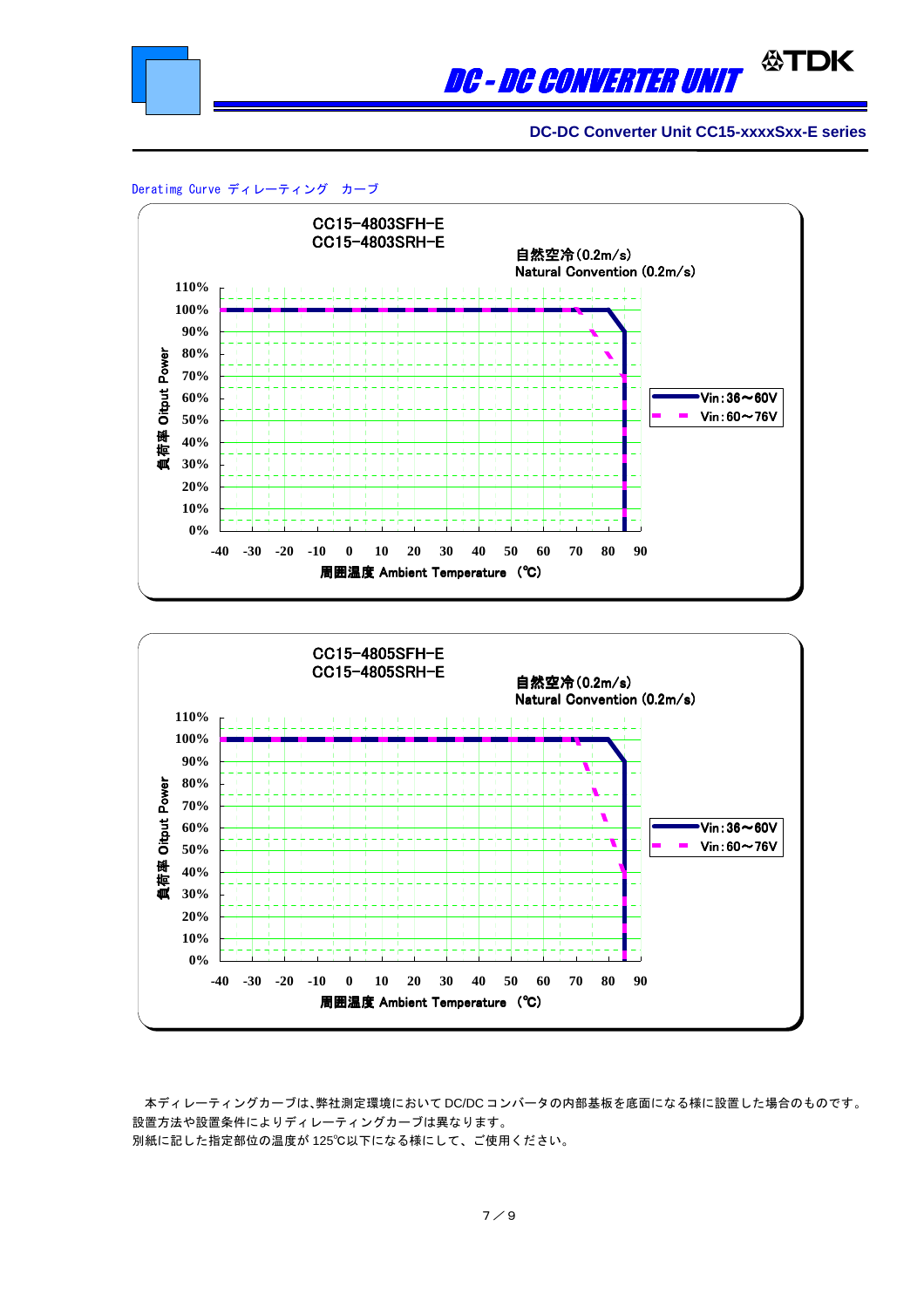Deratimg Curve ディレーティング　カーブ

CC15-4803SFH-E
CC15-4803SRH-E

自然空冷(0.2m/s)
Natural Convention (0.2m/s)

負荷率 Oitput Power

110%
100%
90%
80%
70%
60%
50%
40%
30%
20%
10%
0%

-40 -30 -20 -10 0 10 20 30 40 50 60 70 80 90

周囲温度 Ambient Temperature （℃）

Vin：36～60V
Vin：60～76V

CC15-4805SFH-E
CC15-4805SRH-E

自然空冷(0.2m/s)
Natural Convention (0.2m/s)

負荷率 Oitput Power

110%
100%
90%
80%
70%
60%
50%
40%
30%
20%
10%
0%

-40 -30 -20 -10 0 10 20 30 40 50 60 70 80 90

周囲温度 Ambient Temperature （℃）

Vin：36～60V
Vin：60～76V

本ディレーティングカーブは、弊社測定環境において DC/DC コンバータの内部基板を底面になる様に設置した場合のものです。
設置方法や設置条件によりディレーティングカーブは異なります。
別紙に記した指定部位の温度が 125℃以下になる様にして、ご使用ください。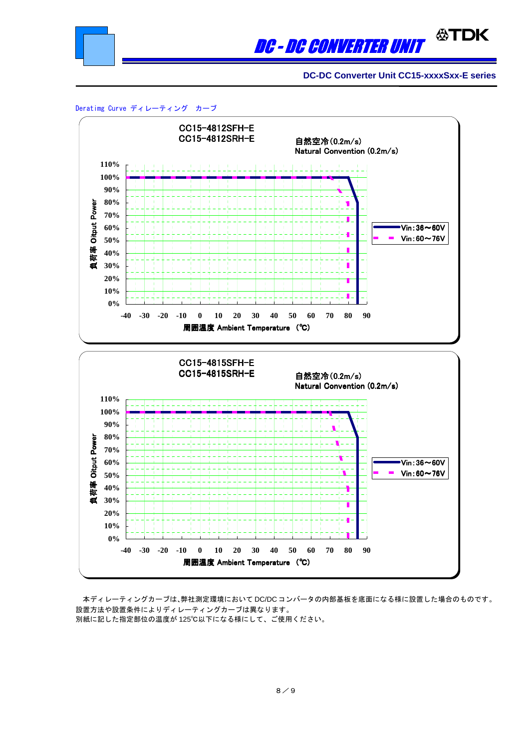Deratimg Curve ディレーティング　カーブ

CC15-4812SFH-E
CC15-4812SRH-E

自然空冷(0.2m/s)
Natural Convention (0.2m/s)

負荷率 Oitput Power

110%
100%
90%
80%
70%
60%
50%
40%
30%
20%
10%
0%

-40 -30 -20 -10 0 10 20 30 40 50 60 70 80 90

周囲温度 Ambient Temperature (℃)

Vin:36～60V
Vin:60～76V

CC15-4815SFH-E
CC15-4815SRH-E

自然空冷(0.2m/s)
Natural Convention (0.2m/s)

負荷率 Oitput Power

110%
100%
90%
80%
70%
60%
50%
40%
30%
20%
10%
0%

-40 -30 -20 -10 0 10 20 30 40 50 60 70 80 90

周囲温度 Ambient Temperature (℃)

Vin:36～60V
Vin:60～76V

本ディレーティングカーブは、弊社測定環境において DC/DC コンバータの内部基板を底面になる様に設置した場合のものです。
設置方法や設置条件によりディレーティングカーブは異なります。
別紙に記した指定部位の温度が 125℃以下になる様にして、ご使用ください。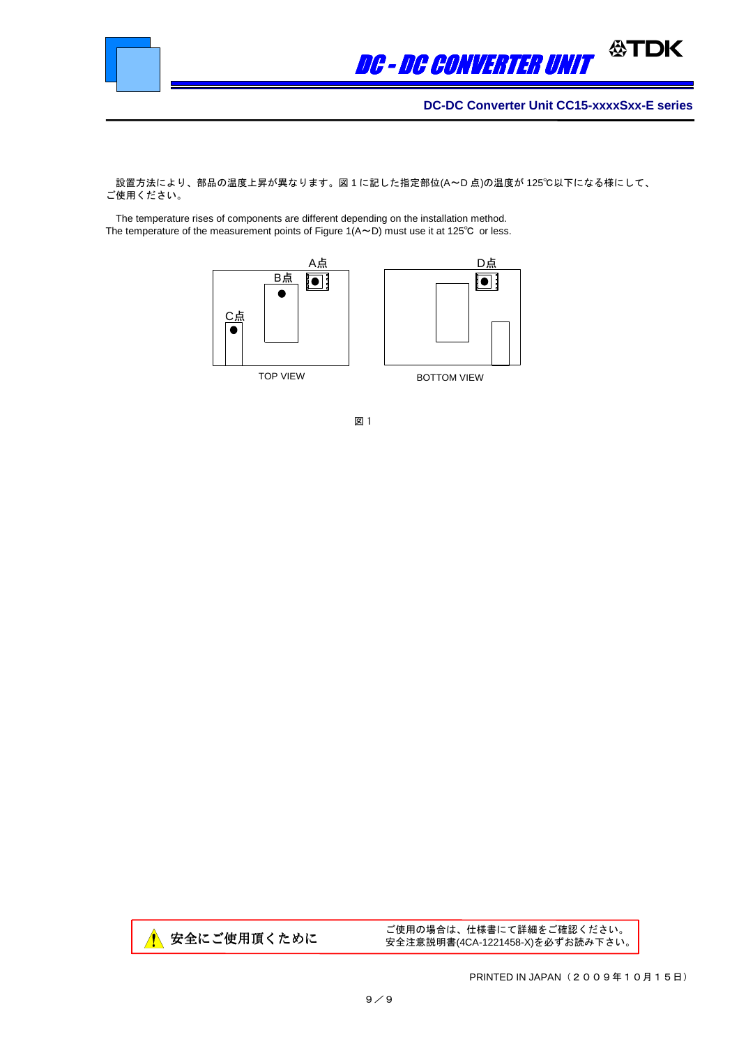設置方法により、部品の温度上昇が異なります。図１に記した指定部位(A～D 点)の温度が 125℃以下になる様にして、ご使用ください。

The temperature rises of components are different depending on the installation method.
The temperature of the measurement points of Figure 1(A～D) must use it at 125℃ or less.

A点
B点
C点
D点

TOP VIEW

BOTTOM VIEW

図１

安全にご使用頂くために

ご使用の場合は、仕様書にて詳細をご確認ください。
安全注意説明書(4CA-1221458-X)を必ずお読み下さい。

PRINTED IN JAPAN（２００９年１０月１５日）